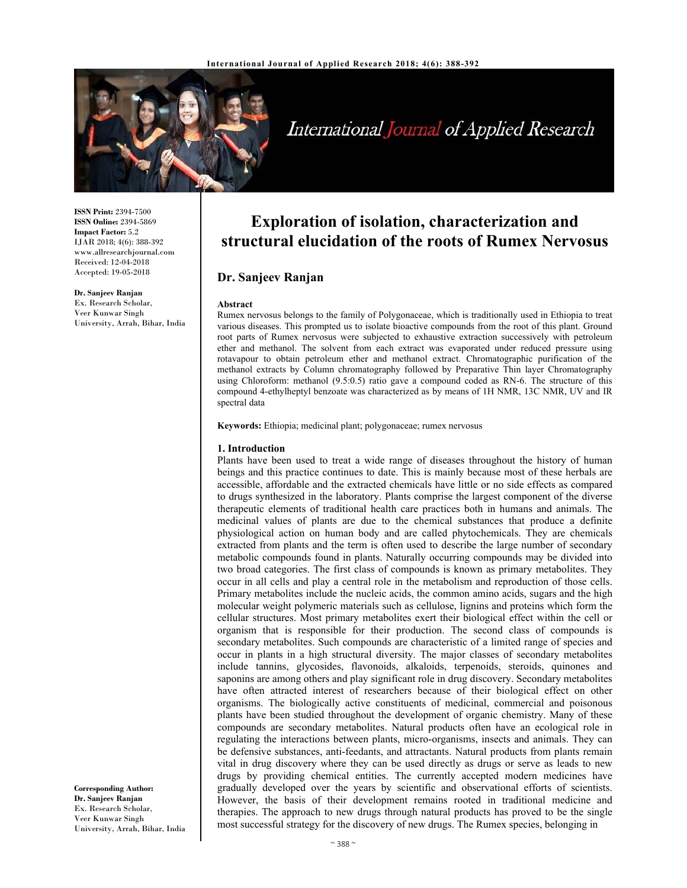# Exploration of isolation, characterization and structural elucidation of the roots of Rumex Nervosus

**ISSN Print:** 2394-7500
**ISSN Online:** 2394-5869
**Impact Factor:** 5.2
IJAR 2018; 4(6): 388-392
www.allresearchjournal.com
Received: 12-04-2018
Accepted: 19-05-2018

**Dr. Sanjeev Ranjan**
Ex. Research Scholar, Veer Kunwar Singh University, Arrah, Bihar, India

**Corresponding Author:**
**Dr. Sanjeev Ranjan**
Ex. Research Scholar, Veer Kunwar Singh University, Arrah, Bihar, India

## Dr. Sanjeev Ranjan

### Abstract

Rumex nervosus belongs to the family of Polygonaceae, which is traditionally used in Ethiopia to treat various diseases. This prompted us to isolate bioactive compounds from the root of this plant. Ground root parts of Rumex nervosus were subjected to exhaustive extraction successively with petroleum ether and methanol. The solvent from each extract was evaporated under reduced pressure using rotavapour to obtain petroleum ether and methanol extract. Chromatographic purification of the methanol extracts by Column chromatography followed by Preparative Thin layer Chromatography using Chloroform: methanol (9.5:0.5) ratio gave a compound coded as RN-6. The structure of this compound 4-ethylheptyl benzoate was characterized as by means of 1H NMR, 13C NMR, UV and IR spectral data

**Keywords:** Ethiopia; medicinal plant; polygonaceae; rumex nervosus

### 1. Introduction

Plants have been used to treat a wide range of diseases throughout the history of human beings and this practice continues to date. This is mainly because most of these herbals are accessible, affordable and the extracted chemicals have little or no side effects as compared to drugs synthesized in the laboratory. Plants comprise the largest component of the diverse therapeutic elements of traditional health care practices both in humans and animals. The medicinal values of plants are due to the chemical substances that produce a definite physiological action on human body and are called phytochemicals. They are chemicals extracted from plants and the term is often used to describe the large number of secondary metabolic compounds found in plants. Naturally occurring compounds may be divided into two broad categories. The first class of compounds is known as primary metabolites. They occur in all cells and play a central role in the metabolism and reproduction of those cells. Primary metabolites include the nucleic acids, the common amino acids, sugars and the high molecular weight polymeric materials such as cellulose, lignins and proteins which form the cellular structures. Most primary metabolites exert their biological effect within the cell or organism that is responsible for their production. The second class of compounds is secondary metabolites. Such compounds are characteristic of a limited range of species and occur in plants in a high structural diversity. The major classes of secondary metabolites include tannins, glycosides, flavonoids, alkaloids, terpenoids, steroids, quinones and saponins are among others and play significant role in drug discovery. Secondary metabolites have often attracted interest of researchers because of their biological effect on other organisms. The biologically active constituents of medicinal, commercial and poisonous plants have been studied throughout the development of organic chemistry. Many of these compounds are secondary metabolites. Natural products often have an ecological role in regulating the interactions between plants, micro-organisms, insects and animals. They can be defensive substances, anti-feedants, and attractants. Natural products from plants remain vital in drug discovery where they can be used directly as drugs or serve as leads to new drugs by providing chemical entities. The currently accepted modern medicines have gradually developed over the years by scientific and observational efforts of scientists. However, the basis of their development remains rooted in traditional medicine and therapies. The approach to new drugs through natural products has proved to be the single most successful strategy for the discovery of new drugs. The Rumex species, belonging in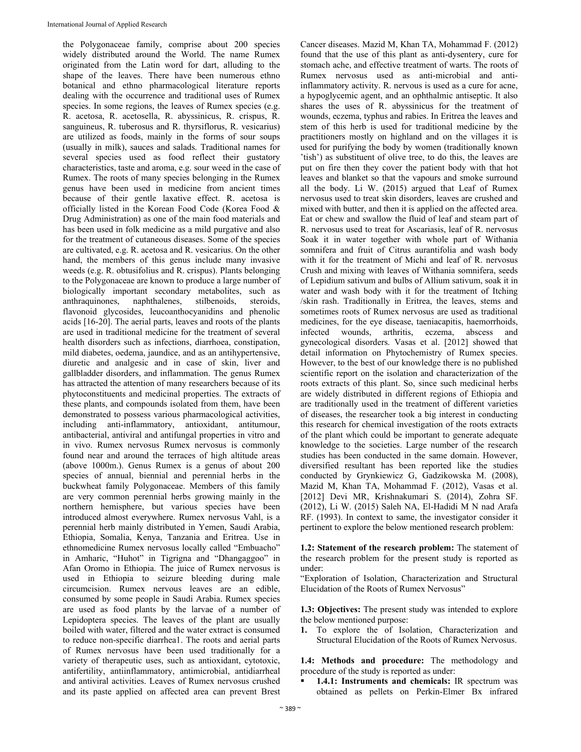the Polygonaceae family, comprise about 200 species widely distributed around the World. The name Rumex originated from the Latin word for dart, alluding to the shape of the leaves. There have been numerous ethno botanical and ethno pharmacological literature reports dealing with the occurrence and traditional uses of Rumex species. In some regions, the leaves of Rumex species (e.g. R. acetosa, R. acetosella, R. abyssinicus, R. crispus, R. sanguineus, R. tuberosus and R. thyrsiflorus, R. vesicarius) are utilized as foods, mainly in the forms of sour soups (usually in milk), sauces and salads. Traditional names for several species used as food reflect their gustatory characteristics, taste and aroma, e.g. sour weed in the case of Rumex. The roots of many species belonging in the Rumex genus have been used in medicine from ancient times because of their gentle laxative effect. R. acetosa is officially listed in the Korean Food Code (Korea Food & Drug Administration) as one of the main food materials and has been used in folk medicine as a mild purgative and also for the treatment of cutaneous diseases. Some of the species are cultivated, e.g. R. acetosa and R. vesicarius. On the other hand, the members of this genus include many invasive weeds (e.g. R. obtusifolius and R. crispus). Plants belonging to the Polygonaceae are known to produce a large number of biologically important secondary metabolites, such as anthraquinones, naphthalenes, stilbenoids, steroids, flavonoid glycosides, leucoanthocyanidins and phenolic acids [16-20]. The aerial parts, leaves and roots of the plants are used in traditional medicine for the treatment of several health disorders such as infections, diarrhoea, constipation, mild diabetes, oedema, jaundice, and as an antihypertensive, diuretic and analgesic and in case of skin, liver and gallbladder disorders, and inflammation. The genus Rumex has attracted the attention of many researchers because of its phytoconstituents and medicinal properties. The extracts of these plants, and compounds isolated from them, have been demonstrated to possess various pharmacological activities, including anti-inflammatory, antioxidant, antitumour, antibacterial, antiviral and antifungal properties in vitro and in vivo. Rumex nervosus Rumex nervosus is commonly found near and around the terraces of high altitude areas (above 1000m.). Genus Rumex is a genus of about 200 species of annual, biennial and perennial herbs in the buckwheat family Polygonaceae. Members of this family are very common perennial herbs growing mainly in the northern hemisphere, but various species have been introduced almost everywhere. Rumex nervosus Vahl, is a perennial herb mainly distributed in Yemen, Saudi Arabia, Ethiopia, Somalia, Kenya, Tanzania and Eritrea. Use in ethnomedicine Rumex nervosus locally called "Embuacho" in Amharic, "Huhot" in Tigrigna and "Dhangaggoo" in Afan Oromo in Ethiopia. The juice of Rumex nervosus is used in Ethiopia to seizure bleeding during male circumcision. Rumex nervous leaves are an edible, consumed by some people in Saudi Arabia. Rumex species are used as food plants by the larvae of a number of Lepidoptera species. The leaves of the plant are usually boiled with water, filtered and the water extract is consumed to reduce non-specific diarrhea1. The roots and aerial parts of Rumex nervosus have been used traditionally for a variety of therapeutic uses, such as antioxidant, cytotoxic, antifertility, antiinflammatory, antimicrobial, antidiarrheal and antiviral activities. Leaves of Rumex nervosus crushed and its paste applied on affected area can prevent Brest Cancer diseases. Mazid M, Khan TA, Mohammad F. (2012) found that the use of this plant as anti-dysentery, cure for stomach ache, and effective treatment of warts. The roots of Rumex nervosus used as anti-microbial and anti-inflammatory activity. R. nervous is used as a cure for acne, a hypoglycemic agent, and an ophthalmic antiseptic. It also shares the uses of R. abyssinicus for the treatment of wounds, eczema, typhus and rabies. In Eritrea the leaves and stem of this herb is used for traditional medicine by the practitioners mostly on highland and on the villages it is used for purifying the body by women (traditionally known 'tish') as substituent of olive tree, to do this, the leaves are put on fire then they cover the patient body with that hot leaves and blanket so that the vapours and smoke surround all the body. Li W. (2015) argued that Leaf of Rumex nervosus used to treat skin disorders, leaves are crushed and mixed with butter, and then it is applied on the affected area. Eat or chew and swallow the fluid of leaf and steam part of R. nervosus used to treat for Ascariasis, leaf of R. nervosus Soak it in water together with whole part of Withania somnifera and fruit of Citrus aurantifolia and wash body with it for the treatment of Michi and leaf of R. nervosus Crush and mixing with leaves of Withania somnifera, seeds of Lepidium sativum and bulbs of Allium sativum, soak it in water and wash body with it for the treatment of Itching /skin rash. Traditionally in Eritrea, the leaves, stems and sometimes roots of Rumex nervosus are used as traditional medicines, for the eye disease, taeniacapitis, haemorrhoids, infected wounds, arthritis, eczema, abscess and gynecological disorders. Vasas et al. [2012] showed that detail information on Phytochemistry of Rumex species. However, to the best of our knowledge there is no published scientific report on the isolation and characterization of the roots extracts of this plant. So, since such medicinal herbs are widely distributed in different regions of Ethiopia and are traditionally used in the treatment of different varieties of diseases, the researcher took a big interest in conducting this research for chemical investigation of the roots extracts of the plant which could be important to generate adequate knowledge to the societies. Large number of the research studies has been conducted in the same domain. However, diversified resultant has been reported like the studies conducted by Grynkiewicz G, Gadzikowska M. (2008), Mazid M, Khan TA, Mohammad F. (2012), Vasas et al. [2012] Devi MR, Krishnakumari S. (2014), Zohra SF. (2012), Li W. (2015) Saleh NA, El-Hadidi M N nad Arafa RF. (1993). In context to same, the investigator consider it pertinent to explore the below mentioned research problem:

**1.2: Statement of the research problem:** The statement of the research problem for the present study is reported as under:

"Exploration of Isolation, Characterization and Structural Elucidation of the Roots of Rumex Nervosus"

**1.3: Objectives:** The present study was intended to explore the below mentioned purpose:

1. To explore the of Isolation, Characterization and Structural Elucidation of the Roots of Rumex Nervosus.

**1.4: Methods and procedure:** The methodology and procedure of the study is reported as under:

- **1.4.1: Instruments and chemicals:** IR spectrum was obtained as pellets on Perkin-Elmer Bx infrared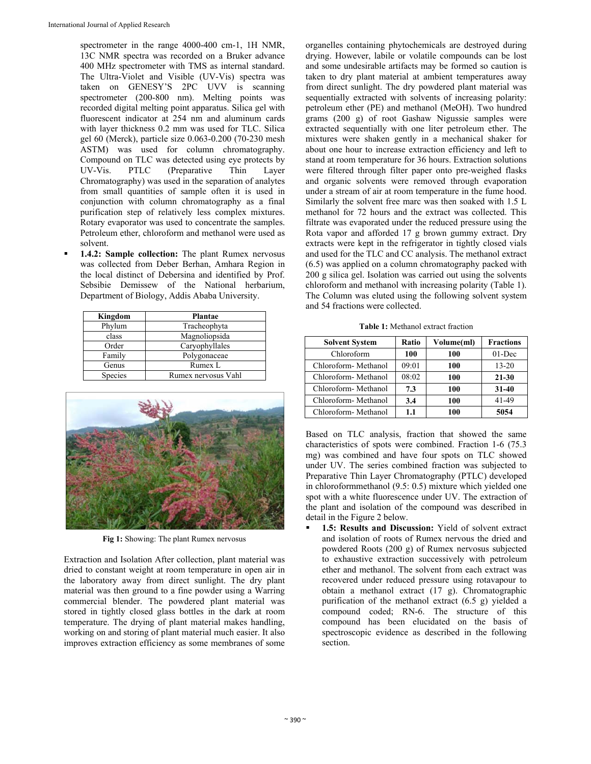spectrometer in the range 4000-400 cm-1, 1H NMR, 13C NMR spectra was recorded on a Bruker advance 400 MHz spectrometer with TMS as internal standard. The Ultra-Violet and Visible (UV-Vis) spectra was taken on GENESY'S 2PC UVV is scanning spectrometer (200-800 nm). Melting points was recorded digital melting point apparatus. Silica gel with fluorescent indicator at 254 nm and aluminum cards with layer thickness 0.2 mm was used for TLC. Silica gel 60 (Merck), particle size 0.063-0.200 (70-230 mesh ASTM) was used for column chromatography. Compound on TLC was detected using eye protects by UV-Vis. PTLC (Preparative Thin Layer Chromatography) was used in the separation of analytes from small quantities of sample often it is used in conjunction with column chromatography as a final purification step of relatively less complex mixtures. Rotary evaporator was used to concentrate the samples. Petroleum ether, chloroform and methanol were used as solvent.

- **1.4.2: Sample collection:** The plant Rumex nervosus was collected from Deber Berhan, Amhara Region in the local distinct of Debersina and identified by Prof. Sebsibie Demissew of the National herbarium, Department of Biology, Addis Ababa University.

| Kingdom | Plantae |
|---|---|
| Phylum | Tracheophyta |
| class | Magnoliopsida |
| Order | Caryophyllales |
| Family | Polygonaceae |
| Genus | Rumex L |
| Species | Rumex nervosus Vahl |

**Fig 1:** Showing: The plant Rumex nervosus

Extraction and Isolation After collection, plant material was dried to constant weight at room temperature in open air in the laboratory away from direct sunlight. The dry plant material was then ground to a fine powder using a Warring commercial blender. The powdered plant material was stored in tightly closed glass bottles in the dark at room temperature. The drying of plant material makes handling, working on and storing of plant material much easier. It also improves extraction efficiency as some membranes of some organelles containing phytochemicals are destroyed during drying. However, labile or volatile compounds can be lost and some undesirable artifacts may be formed so caution is taken to dry plant material at ambient temperatures away from direct sunlight. The dry powdered plant material was sequentially extracted with solvents of increasing polarity: petroleum ether (PE) and methanol (MeOH). Two hundred grams (200 g) of root Gashaw Nigussie samples were extracted sequentially with one liter petroleum ether. The mixtures were shaken gently in a mechanical shaker for about one hour to increase extraction efficiency and left to stand at room temperature for 36 hours. Extraction solutions were filtered through filter paper onto pre-weighed flasks and organic solvents were removed through evaporation under a stream of air at room temperature in the fume hood. Similarly the solvent free marc was then soaked with 1.5 L methanol for 72 hours and the extract was collected. This filtrate was evaporated under the reduced pressure using the Rota vapor and afforded 17 g brown gummy extract. Dry extracts were kept in the refrigerator in tightly closed vials and used for the TLC and CC analysis. The methanol extract (6.5) was applied on a column chromatography packed with 200 g silica gel. Isolation was carried out using the solvents chloroform and methanol with increasing polarity (Table 1). The Column was eluted using the following solvent system and 54 fractions were collected.

**Table 1:** Methanol extract fraction

| Solvent System | Ratio | Volume(ml) | Fractions |
|---|---|---|---|
| Chloroform | **100** | **100** | 01-Dec |
| Chloroform- Methanol | 09:01 | **100** | 13-20 |
| Chloroform- Methanol | 08:02 | **100** | **21-30** |
| Chloroform- Methanol | **7.3** | **100** | **31-40** |
| Chloroform- Methanol | **3.4** | **100** | 41-49 |
| Chloroform- Methanol | **1.1** | **100** | **5054** |

Based on TLC analysis, fraction that showed the same characteristics of spots were combined. Fraction 1-6 (75.3 mg) was combined and have four spots on TLC showed under UV. The series combined fraction was subjected to Preparative Thin Layer Chromatography (PTLC) developed in chloroformmethanol (9.5: 0.5) mixture which yielded one spot with a white fluorescence under UV. The extraction of the plant and isolation of the compound was described in detail in the Figure 2 below.

- **1.5: Results and Discussion:** Yield of solvent extract and isolation of roots of Rumex nervous the dried and powdered Roots (200 g) of Rumex nervosus subjected to exhaustive extraction successively with petroleum ether and methanol. The solvent from each extract was recovered under reduced pressure using rotavapour to obtain a methanol extract (17 g). Chromatographic purification of the methanol extract (6.5 g) yielded a compound coded; RN-6. The structure of this compound has been elucidated on the basis of spectroscopic evidence as described in the following section.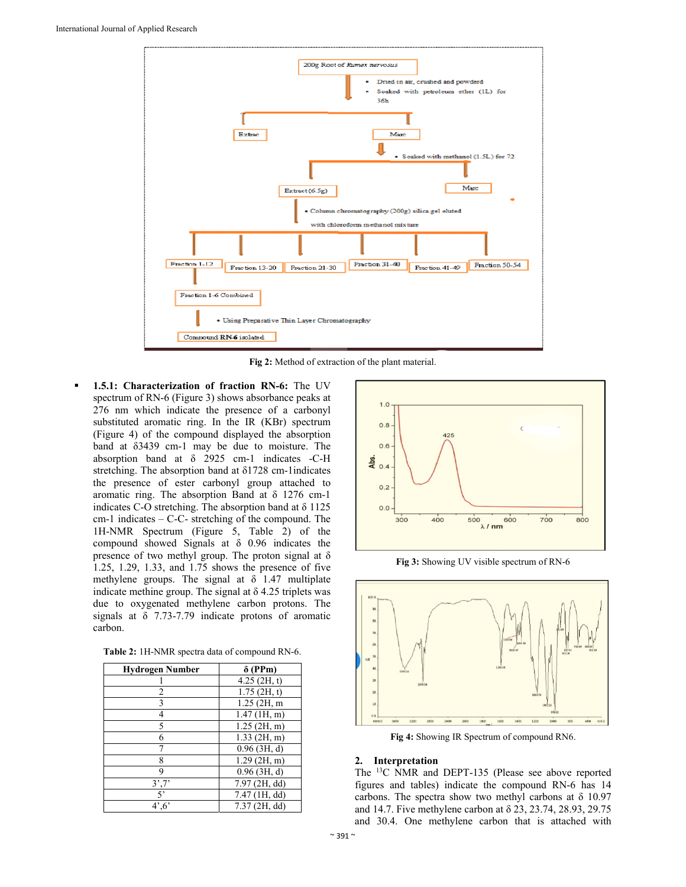Fig 2: Method of extraction of the plant material.

- **1.5.1: Characterization of fraction RN-6:** The UV spectrum of RN-6 (Figure 3) shows absorbance peaks at 276 nm which indicate the presence of a carbonyl substituted aromatic ring. In the IR (KBr) spectrum (Figure 4) of the compound displayed the absorption band at δ3439 cm-1 may be due to moisture. The absorption band at δ 2925 cm-1 indicates -C-H stretching. The absorption band at δ1728 cm-1indicates the presence of ester carbonyl group attached to aromatic ring. The absorption Band at δ 1276 cm-1 indicates C-O stretching. The absorption band at δ 1125 cm-1 indicates – C-C- stretching of the compound. The 1H-NMR Spectrum (Figure 5, Table 2) of the compound showed Signals at δ 0.96 indicates the presence of two methyl group. The proton signal at δ 1.25, 1.29, 1.33, and 1.75 shows the presence of five methylene groups. The signal at δ 1.47 multiplate indicate methine group. The signal at δ 4.25 triplets was due to oxygenated methylene carbon protons. The signals at δ 7.73-7.79 indicate protons of aromatic carbon.

**Table 2:** 1H-NMR spectra data of compound RN-6.

| Hydrogen Number | δ (PPm) |
|---|---|
| 1 | 4.25 (2H, t) |
| 2 | 1.75 (2H, t) |
| 3 | 1.25 (2H, m |
| 4 | 1.47 (1H, m) |
| 5 | 1.25 (2H, m) |
| 6 | 1.33 (2H, m) |
| 7 | 0.96 (3H, d) |
| 8 | 1.29 (2H, m) |
| 9 | 0.96 (3H, d) |
| 3',7' | 7.97 (2H, dd) |
| 5' | 7.47 (1H, dd) |
| 4',6' | 7.37 (2H, dd) |

**Fig 3:** Showing UV visible spectrum of RN-6

**Fig 4:** Showing IR Spectrum of compound RN6.

## 2. Interpretation

The $^{13}$C NMR and DEPT-135 (Please see above reported figures and tables) indicate the compound RN-6 has 14 carbons. The spectra show two methyl carbons at δ 10.97 and 14.7. Five methylene carbon at δ 23, 23.74, 28.93, 29.75 and 30.4. One methylene carbon that is attached with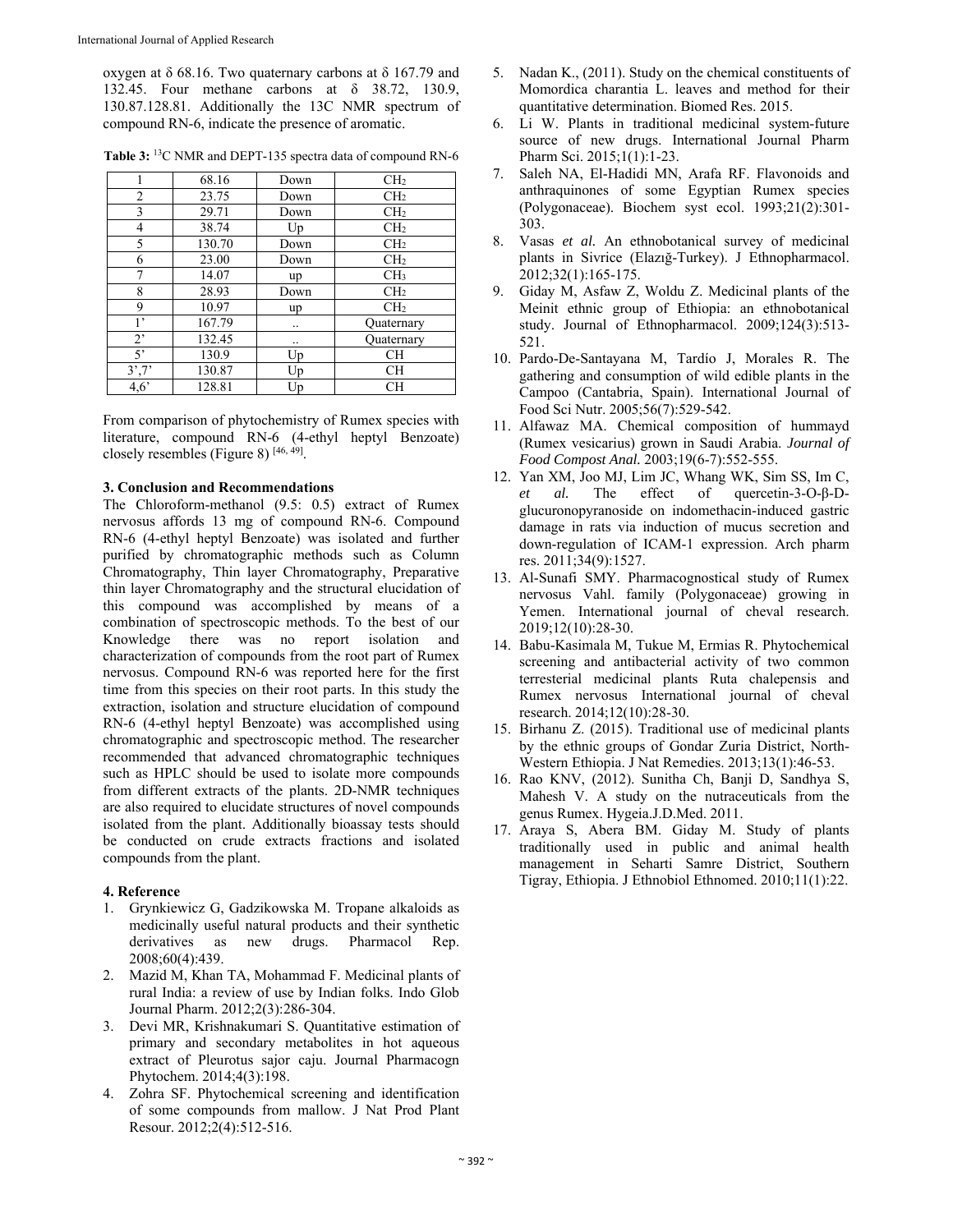oxygen at δ 68.16. Two quaternary carbons at δ 167.79 and 132.45. Four methane carbons at δ 38.72, 130.9, 130.87.128.81. Additionally the 13C NMR spectrum of compound RN-6, indicate the presence of aromatic.

**Table 3:** $^{13}C$ NMR and DEPT-135 spectra data of compound RN-6

| | | | |
|---|---|---|---|
| 1 | 68.16 | Down | $CH_2$ |
| 2 | 23.75 | Down | $CH_2$ |
| 3 | 29.71 | Down | $CH_2$ |
| 4 | 38.74 | Up | $CH_2$ |
| 5 | 130.70 | Down | $CH_2$ |
| 6 | 23.00 | Down | $CH_2$ |
| 7 | 14.07 | up | $CH_3$ |
| 8 | 28.93 | Down | $CH_2$ |
| 9 | 10.97 | up | $CH_2$ |
| 1' | 167.79 | .. | Quaternary |
| 2' | 132.45 | .. | Quaternary |
| 5' | 130.9 | Up | CH |
| 3',7' | 130.87 | Up | CH |
| 4,6' | 128.81 | Up | CH |

From comparison of phytochemistry of Rumex species with literature, compound RN-6 (4-ethyl heptyl Benzoate) closely resembles (Figure 8) [46, 49].

### 3. Conclusion and Recommendations

The Chloroform-methanol (9.5: 0.5) extract of Rumex nervosus affords 13 mg of compound RN-6. Compound RN-6 (4-ethyl heptyl Benzoate) was isolated and further purified by chromatographic methods such as Column Chromatography, Thin layer Chromatography, Preparative thin layer Chromatography and the structural elucidation of this compound was accomplished by means of a combination of spectroscopic methods. To the best of our Knowledge there was no report isolation and characterization of compounds from the root part of Rumex nervosus. Compound RN-6 was reported here for the first time from this species on their root parts. In this study the extraction, isolation and structure elucidation of compound RN-6 (4-ethyl heptyl Benzoate) was accomplished using chromatographic and spectroscopic method. The researcher recommended that advanced chromatographic techniques such as HPLC should be used to isolate more compounds from different extracts of the plants. 2D-NMR techniques are also required to elucidate structures of novel compounds isolated from the plant. Additionally bioassay tests should be conducted on crude extracts fractions and isolated compounds from the plant.

### 4. Reference

1. Grynkiewicz G, Gadzikowska M. Tropane alkaloids as medicinally useful natural products and their synthetic derivatives as new drugs. Pharmacol Rep. 2008;60(4):439.
2. Mazid M, Khan TA, Mohammad F. Medicinal plants of rural India: a review of use by Indian folks. Indo Glob Journal Pharm. 2012;2(3):286-304.
3. Devi MR, Krishnakumari S. Quantitative estimation of primary and secondary metabolites in hot aqueous extract of Pleurotus sajor caju. Journal Pharmacogn Phytochem. 2014;4(3):198.
4. Zohra SF. Phytochemical screening and identification of some compounds from mallow. J Nat Prod Plant Resour. 2012;2(4):512-516.
5. Nadan K., (2011). Study on the chemical constituents of Momordica charantia L. leaves and method for their quantitative determination. Biomed Res. 2015.
6. Li W. Plants in traditional medicinal system-future source of new drugs. International Journal Pharm Pharm Sci. 2015;1(1):1-23.
7. Saleh NA, El-Hadidi MN, Arafa RF. Flavonoids and anthraquinones of some Egyptian Rumex species (Polygonaceae). Biochem syst ecol. 1993;21(2):301-303.
8. Vasas *et al.* An ethnobotanical survey of medicinal plants in Sivrice (Elazığ-Turkey). J Ethnopharmacol. 2012;32(1):165-175.
9. Giday M, Asfaw Z, Woldu Z. Medicinal plants of the Meinit ethnic group of Ethiopia: an ethnobotanical study. Journal of Ethnopharmacol. 2009;124(3):513-521.
10. Pardo-De-Santayana M, Tardío J, Morales R. The gathering and consumption of wild edible plants in the Campoo (Cantabria, Spain). International Journal of Food Sci Nutr. 2005;56(7):529-542.
11. Alfawaz MA. Chemical composition of hummayd (Rumex vesicarius) grown in Saudi Arabia. *Journal of Food Compost Anal.* 2003;19(6-7):552-555.
12. Yan XM, Joo MJ, Lim JC, Whang WK, Sim SS, Im C, *et al.* The effect of quercetin-3-O-β-D-glucuronopyranoside on indomethacin-induced gastric damage in rats via induction of mucus secretion and down-regulation of ICAM-1 expression. Arch pharm res. 2011;34(9):1527.
13. Al-Sunafi SMY. Pharmacognostical study of Rumex nervosus Vahl. family (Polygonaceae) growing in Yemen. International journal of cheval research. 2019;12(10):28-30.
14. Babu-Kasimala M, Tukue M, Ermias R. Phytochemical screening and antibacterial activity of two common terresterial medicinal plants Ruta chalepensis and Rumex nervosus International journal of cheval research. 2014;12(10):28-30.
15. Birhanu Z. (2015). Traditional use of medicinal plants by the ethnic groups of Gondar Zuria District, North-Western Ethiopia. J Nat Remedies. 2013;13(1):46-53.
16. Rao KNV, (2012). Sunitha Ch, Banji D, Sandhya S, Mahesh V. A study on the nutraceuticals from the genus Rumex. Hygeia.J.D.Med. 2011.
17. Araya S, Abera BM. Giday M. Study of plants traditionally used in public and animal health management in Seharti Samre District, Southern Tigray, Ethiopia. J Ethnobiol Ethnomed. 2010;11(1):22.